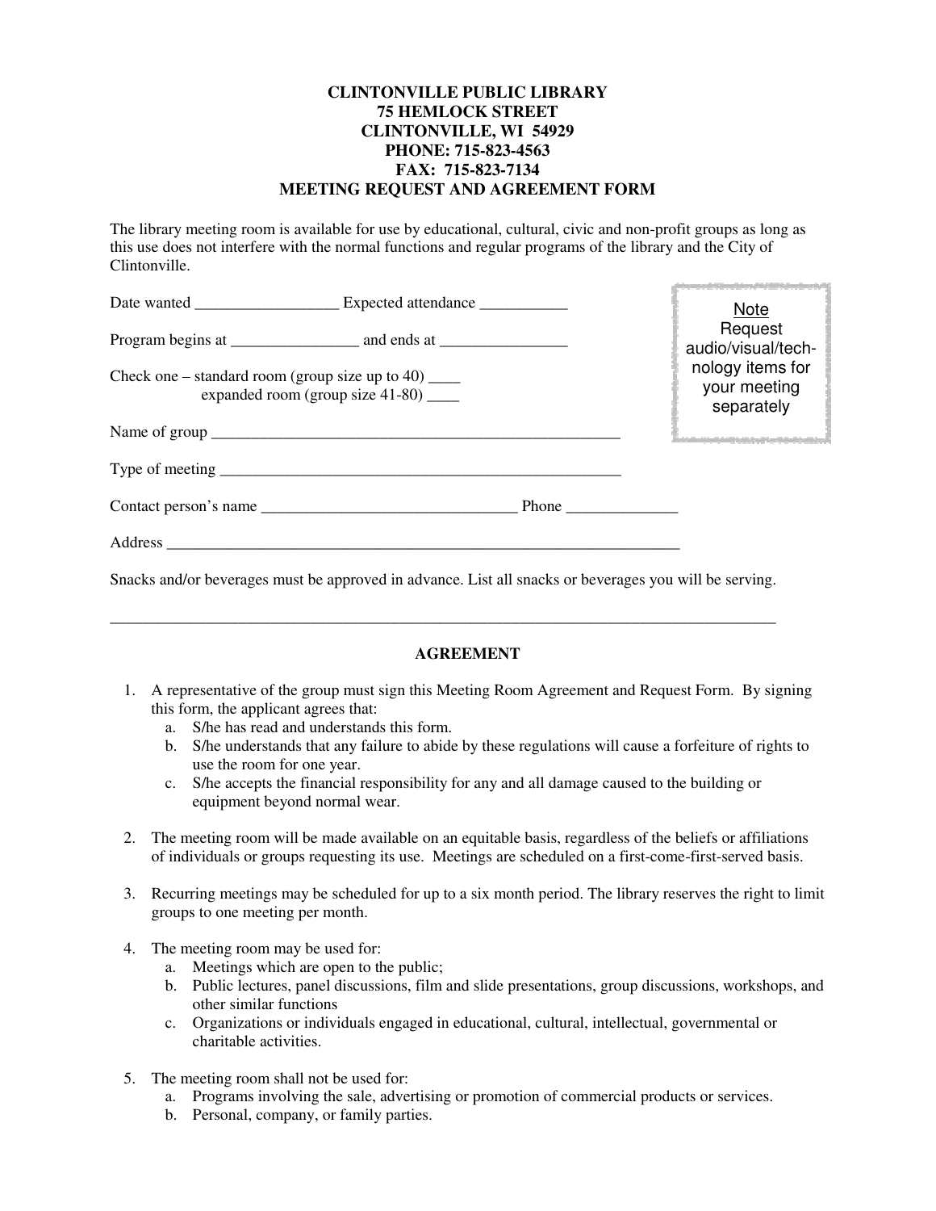**CLINTONVILLE PUBLIC LIBRARY**
**75 HEMLOCK STREET**
**CLINTONVILLE, WI 54929**
**PHONE: 715-823-4563**
**FAX: 715-823-7134**

# MEETING REQUEST AND AGREEMENT FORM

The library meeting room is available for use by educational, cultural, civic and non-profit groups as long as this use does not interfere with the normal functions and regular programs of the library and the City of Clintonville.

> Note
> Request audio/visual/technology items for your meeting separately

Date wanted __________________ Expected attendance ___________

Program begins at ________________ and ends at ________________

Check one – standard room (group size up to 40) ____
expanded room (group size 41-80) ____

Name of group ______________________________________________________

Type of meeting _____________________________________________________

Contact person's name ________________________________ Phone ______________

Address ____________________________________________________________________

Snacks and/or beverages must be approved in advance. List all snacks or beverages you will be serving.

_____________________________________________________________________________________

## AGREEMENT

1. A representative of the group must sign this Meeting Room Agreement and Request Form. By signing this form, the applicant agrees that:
   a. S/he has read and understands this form.
   b. S/he understands that any failure to abide by these regulations will cause a forfeiture of rights to use the room for one year.
   c. S/he accepts the financial responsibility for any and all damage caused to the building or equipment beyond normal wear.

2. The meeting room will be made available on an equitable basis, regardless of the beliefs or affiliations of individuals or groups requesting its use. Meetings are scheduled on a first-come-first-served basis.

3. Recurring meetings may be scheduled for up to a six month period. The library reserves the right to limit groups to one meeting per month.

4. The meeting room may be used for:
   a. Meetings which are open to the public;
   b. Public lectures, panel discussions, film and slide presentations, group discussions, workshops, and other similar functions
   c. Organizations or individuals engaged in educational, cultural, intellectual, governmental or charitable activities.

5. The meeting room shall not be used for:
   a. Programs involving the sale, advertising or promotion of commercial products or services.
   b. Personal, company, or family parties.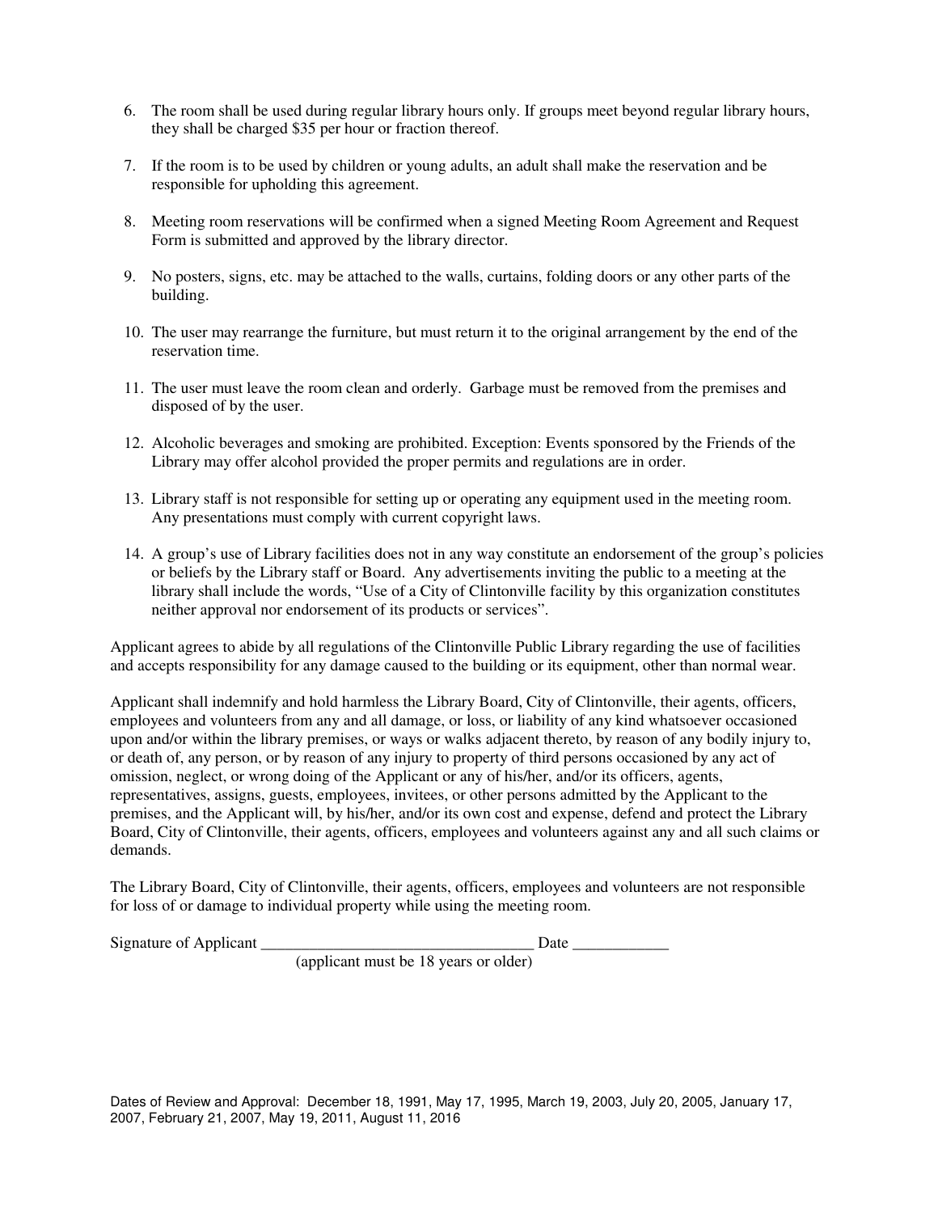6. The room shall be used during regular library hours only. If groups meet beyond regular library hours, they shall be charged $35 per hour or fraction thereof.

7. If the room is to be used by children or young adults, an adult shall make the reservation and be responsible for upholding this agreement.

8. Meeting room reservations will be confirmed when a signed Meeting Room Agreement and Request Form is submitted and approved by the library director.

9. No posters, signs, etc. may be attached to the walls, curtains, folding doors or any other parts of the building.

10. The user may rearrange the furniture, but must return it to the original arrangement by the end of the reservation time.

11. The user must leave the room clean and orderly. Garbage must be removed from the premises and disposed of by the user.

12. Alcoholic beverages and smoking are prohibited. Exception: Events sponsored by the Friends of the Library may offer alcohol provided the proper permits and regulations are in order.

13. Library staff is not responsible for setting up or operating any equipment used in the meeting room. Any presentations must comply with current copyright laws.

14. A group's use of Library facilities does not in any way constitute an endorsement of the group's policies or beliefs by the Library staff or Board. Any advertisements inviting the public to a meeting at the library shall include the words, "Use of a City of Clintonville facility by this organization constitutes neither approval nor endorsement of its products or services".

Applicant agrees to abide by all regulations of the Clintonville Public Library regarding the use of facilities and accepts responsibility for any damage caused to the building or its equipment, other than normal wear.

Applicant shall indemnify and hold harmless the Library Board, City of Clintonville, their agents, officers, employees and volunteers from any and all damage, or loss, or liability of any kind whatsoever occasioned upon and/or within the library premises, or ways or walks adjacent thereto, by reason of any bodily injury to, or death of, any person, or by reason of any injury to property of third persons occasioned by any act of omission, neglect, or wrong doing of the Applicant or any of his/her, and/or its officers, agents, representatives, assigns, guests, employees, invitees, or other persons admitted by the Applicant to the premises, and the Applicant will, by his/her, and/or its own cost and expense, defend and protect the Library Board, City of Clintonville, their agents, officers, employees and volunteers against any and all such claims or demands.

The Library Board, City of Clintonville, their agents, officers, employees and volunteers are not responsible for loss of or damage to individual property while using the meeting room.

Signature of Applicant ________________________________ Date ____________
(applicant must be 18 years or older)

Dates of Review and Approval: December 18, 1991, May 17, 1995, March 19, 2003, July 20, 2005, January 17, 2007, February 21, 2007, May 19, 2011, August 11, 2016